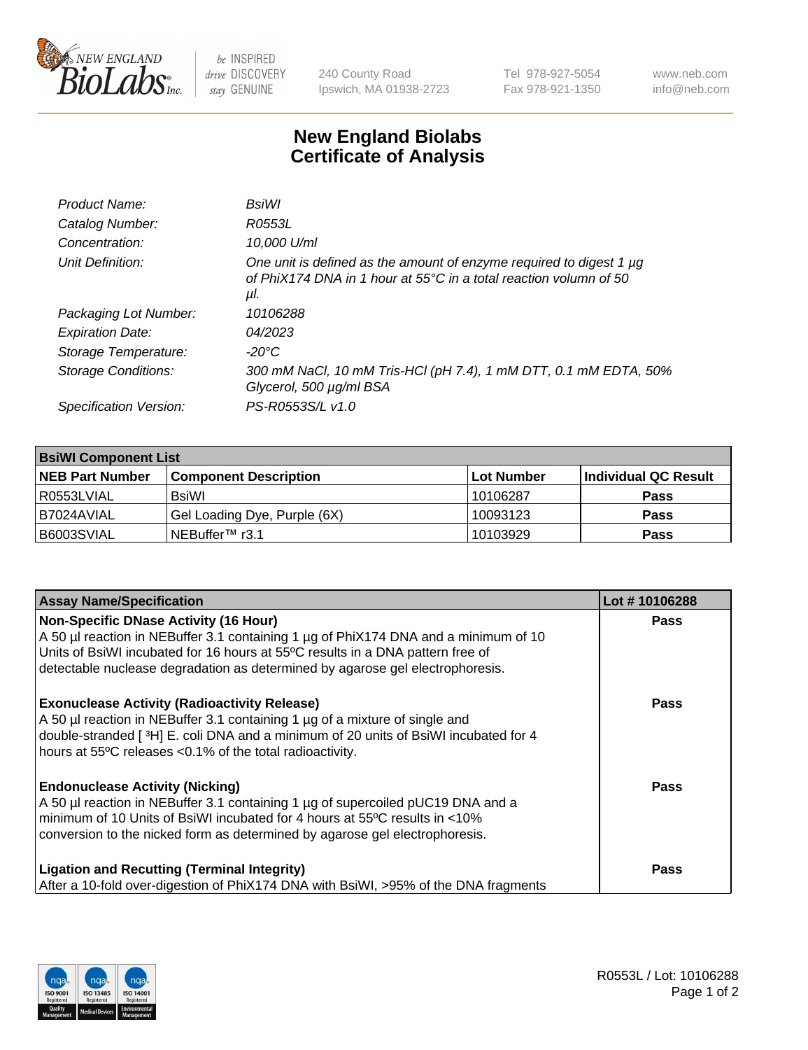New England BioLabs Inc. — be INSPIRED drive DISCOVERY stay GENUINE

240 County Road
Ipswich, MA 01938-2723

Tel 978-927-5054
Fax 978-921-1350

www.neb.com
info@neb.com

# New England Biolabs Certificate of Analysis

| | |
|---|---|
| *Product Name:* | *BsiWI* |
| *Catalog Number:* | *R0553L* |
| *Concentration:* | *10,000 U/ml* |
| *Unit Definition:* | *One unit is defined as the amount of enzyme required to digest 1 µg of PhiX174 DNA in 1 hour at 55°C in a total reaction volumn of 50 µl.* |
| *Packaging Lot Number:* | *10106288* |
| *Expiration Date:* | *04/2023* |
| *Storage Temperature:* | *-20°C* |
| *Storage Conditions:* | *300 mM NaCl, 10 mM Tris-HCl (pH 7.4), 1 mM DTT, 0.1 mM EDTA, 50% Glycerol, 500 µg/ml BSA* |
| *Specification Version:* | *PS-R0553S/L v1.0* |

| **BsiWI Component List** | | | |
|---|---|---|---|
| **NEB Part Number** | **Component Description** | **Lot Number** | **Individual QC Result** |
| R0553LVIAL | BsiWI | 10106287 | **Pass** |
| B7024AVIAL | Gel Loading Dye, Purple (6X) | 10093123 | **Pass** |
| B6003SVIAL | NEBuffer™ r3.1 | 10103929 | **Pass** |

| **Assay Name/Specification** | **Lot # 10106288** |
|---|---|
| **Non-Specific DNase Activity (16 Hour)** A 50 µl reaction in NEBuffer 3.1 containing 1 µg of PhiX174 DNA and a minimum of 10 Units of BsiWI incubated for 16 hours at 55ºC results in a DNA pattern free of detectable nuclease degradation as determined by agarose gel electrophoresis. | **Pass** |
| **Exonuclease Activity (Radioactivity Release)** A 50 µl reaction in NEBuffer 3.1 containing 1 µg of a mixture of single and double-stranded [ $^{3}$H] E. coli DNA and a minimum of 20 units of BsiWI incubated for 4 hours at 55ºC releases <0.1% of the total radioactivity. | **Pass** |
| **Endonuclease Activity (Nicking)** A 50 µl reaction in NEBuffer 3.1 containing 1 µg of supercoiled pUC19 DNA and a minimum of 10 Units of BsiWI incubated for 4 hours at 55ºC results in <10% conversion to the nicked form as determined by agarose gel electrophoresis. | **Pass** |
| **Ligation and Recutting (Terminal Integrity)** After a 10-fold over-digestion of PhiX174 DNA with BsiWI, >95% of the DNA fragments | **Pass** |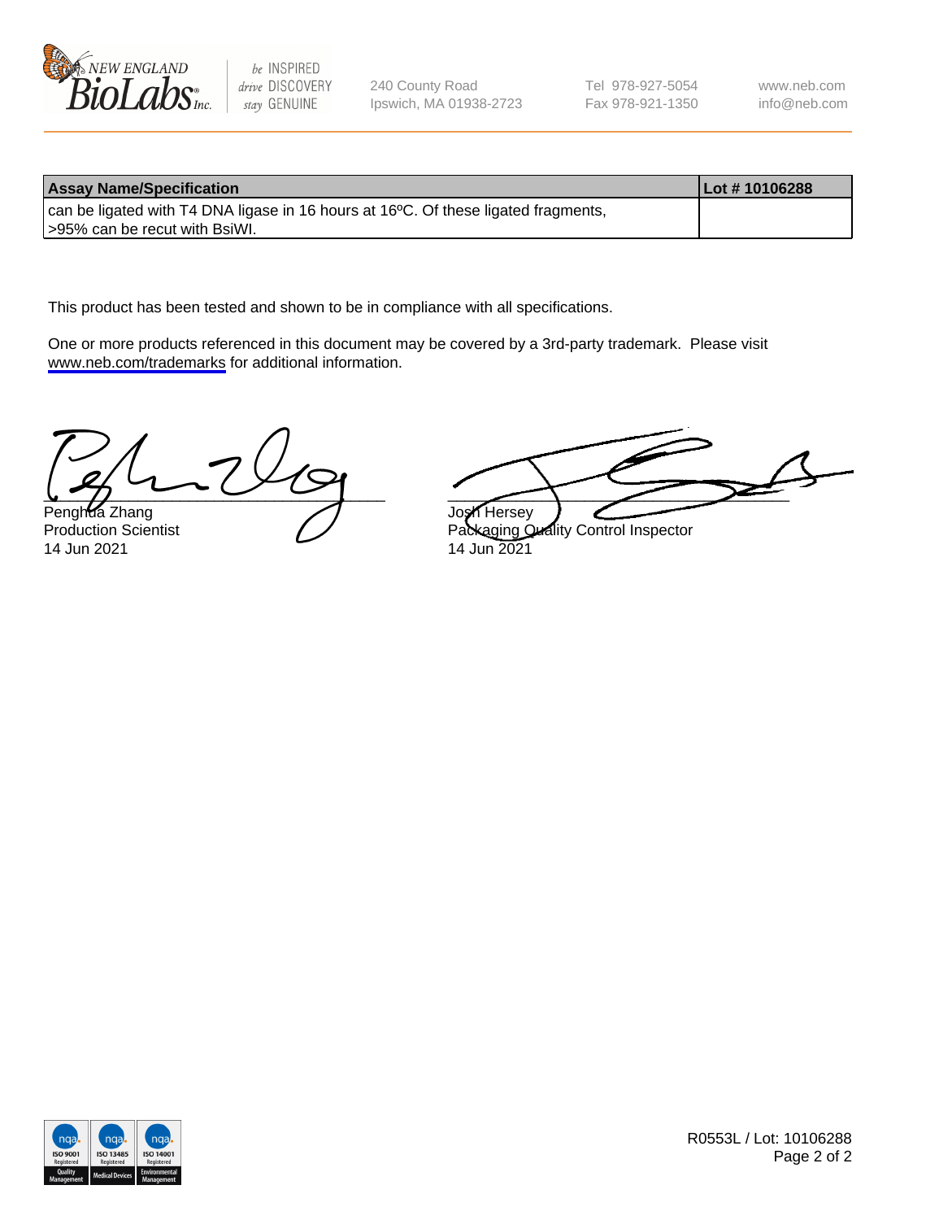| Assay Name/Specification | Lot # 10106288 |
| --- | --- |
| can be ligated with T4 DNA ligase in 16 hours at 16ºC. Of these ligated fragments, >95% can be recut with BsiWI. | |

This product has been tested and shown to be in compliance with all specifications.

One or more products referenced in this document may be covered by a 3rd-party trademark. Please visit www.neb.com/trademarks for additional information.

Penghua Zhang
Production Scientist
14 Jun 2021

Josh Hersey
Packaging Quality Control Inspector
14 Jun 2021

R0553L / Lot: 10106288